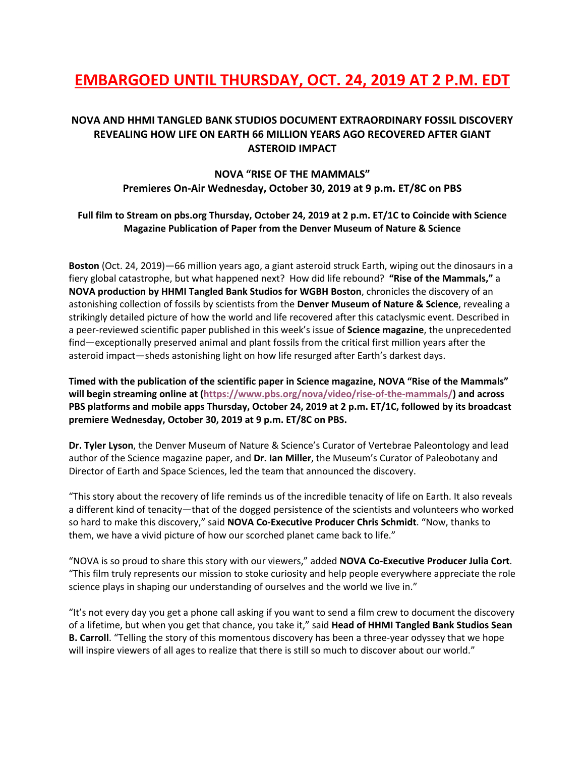# EMBARGOED UNTIL THURSDAY, OCT. 24, 2019 AT 2 P.M. EDT

## NOVA AND HHMI TANGLED BANK STUDIOS DOCUMENT EXTRAORDINARY FOSSIL DISCOVERY REVEALING HOW LIFE ON EARTH 66 MILLION YEARS AGO RECOVERED AFTER GIANT ASTEROID IMPACT

### NOVA "RISE OF THE MAMMALS"
### Premieres On-Air Wednesday, October 30, 2019 at 9 p.m. ET/8C on PBS

**Full film to Stream on pbs.org Thursday, October 24, 2019 at 2 p.m. ET/1C to Coincide with Science Magazine Publication of Paper from the Denver Museum of Nature & Science**

**Boston** (Oct. 24, 2019)—66 million years ago, a giant asteroid struck Earth, wiping out the dinosaurs in a fiery global catastrophe, but what happened next? How did life rebound? **"Rise of the Mammals,"** a **NOVA production by HHMI Tangled Bank Studios for WGBH Boston**, chronicles the discovery of an astonishing collection of fossils by scientists from the **Denver Museum of Nature & Science**, revealing a strikingly detailed picture of how the world and life recovered after this cataclysmic event. Described in a peer-reviewed scientific paper published in this week's issue of **Science magazine**, the unprecedented find—exceptionally preserved animal and plant fossils from the critical first million years after the asteroid impact—sheds astonishing light on how life resurged after Earth's darkest days.

**Timed with the publication of the scientific paper in Science magazine, NOVA "Rise of the Mammals" will begin streaming online at (https://www.pbs.org/nova/video/rise-of-the-mammals/) and across PBS platforms and mobile apps Thursday, October 24, 2019 at 2 p.m. ET/1C, followed by its broadcast premiere Wednesday, October 30, 2019 at 9 p.m. ET/8C on PBS.**

**Dr. Tyler Lyson**, the Denver Museum of Nature & Science's Curator of Vertebrae Paleontology and lead author of the Science magazine paper, and **Dr. Ian Miller**, the Museum's Curator of Paleobotany and Director of Earth and Space Sciences, led the team that announced the discovery.

"This story about the recovery of life reminds us of the incredible tenacity of life on Earth. It also reveals a different kind of tenacity—that of the dogged persistence of the scientists and volunteers who worked so hard to make this discovery," said **NOVA Co-Executive Producer Chris Schmidt**. "Now, thanks to them, we have a vivid picture of how our scorched planet came back to life."

"NOVA is so proud to share this story with our viewers," added **NOVA Co-Executive Producer Julia Cort**. "This film truly represents our mission to stoke curiosity and help people everywhere appreciate the role science plays in shaping our understanding of ourselves and the world we live in."

"It's not every day you get a phone call asking if you want to send a film crew to document the discovery of a lifetime, but when you get that chance, you take it," said **Head of HHMI Tangled Bank Studios Sean B. Carroll**. "Telling the story of this momentous discovery has been a three-year odyssey that we hope will inspire viewers of all ages to realize that there is still so much to discover about our world."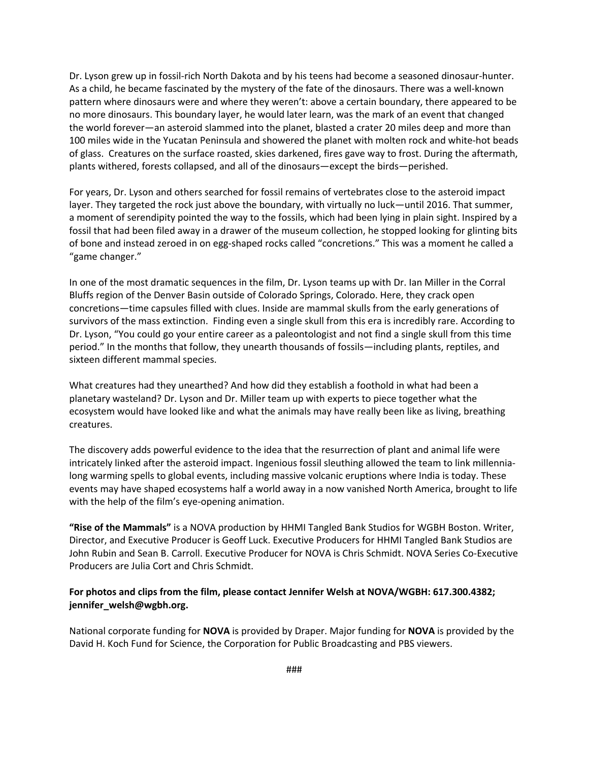Dr. Lyson grew up in fossil-rich North Dakota and by his teens had become a seasoned dinosaur-hunter. As a child, he became fascinated by the mystery of the fate of the dinosaurs. There was a well-known pattern where dinosaurs were and where they weren't: above a certain boundary, there appeared to be no more dinosaurs. This boundary layer, he would later learn, was the mark of an event that changed the world forever—an asteroid slammed into the planet, blasted a crater 20 miles deep and more than 100 miles wide in the Yucatan Peninsula and showered the planet with molten rock and white-hot beads of glass. Creatures on the surface roasted, skies darkened, fires gave way to frost. During the aftermath, plants withered, forests collapsed, and all of the dinosaurs—except the birds—perished.

For years, Dr. Lyson and others searched for fossil remains of vertebrates close to the asteroid impact layer. They targeted the rock just above the boundary, with virtually no luck—until 2016. That summer, a moment of serendipity pointed the way to the fossils, which had been lying in plain sight. Inspired by a fossil that had been filed away in a drawer of the museum collection, he stopped looking for glinting bits of bone and instead zeroed in on egg-shaped rocks called "concretions." This was a moment he called a "game changer."

In one of the most dramatic sequences in the film, Dr. Lyson teams up with Dr. Ian Miller in the Corral Bluffs region of the Denver Basin outside of Colorado Springs, Colorado. Here, they crack open concretions—time capsules filled with clues. Inside are mammal skulls from the early generations of survivors of the mass extinction. Finding even a single skull from this era is incredibly rare. According to Dr. Lyson, "You could go your entire career as a paleontologist and not find a single skull from this time period." In the months that follow, they unearth thousands of fossils—including plants, reptiles, and sixteen different mammal species.

What creatures had they unearthed? And how did they establish a foothold in what had been a planetary wasteland? Dr. Lyson and Dr. Miller team up with experts to piece together what the ecosystem would have looked like and what the animals may have really been like as living, breathing creatures.

The discovery adds powerful evidence to the idea that the resurrection of plant and animal life were intricately linked after the asteroid impact. Ingenious fossil sleuthing allowed the team to link millennia-long warming spells to global events, including massive volcanic eruptions where India is today. These events may have shaped ecosystems half a world away in a now vanished North America, brought to life with the help of the film's eye-opening animation.

**"Rise of the Mammals"** is a NOVA production by HHMI Tangled Bank Studios for WGBH Boston. Writer, Director, and Executive Producer is Geoff Luck. Executive Producers for HHMI Tangled Bank Studios are John Rubin and Sean B. Carroll. Executive Producer for NOVA is Chris Schmidt. NOVA Series Co-Executive Producers are Julia Cort and Chris Schmidt.

**For photos and clips from the film, please contact Jennifer Welsh at NOVA/WGBH: 617.300.4382; jennifer_welsh@wgbh.org.**

National corporate funding for **NOVA** is provided by Draper. Major funding for **NOVA** is provided by the David H. Koch Fund for Science, the Corporation for Public Broadcasting and PBS viewers.

###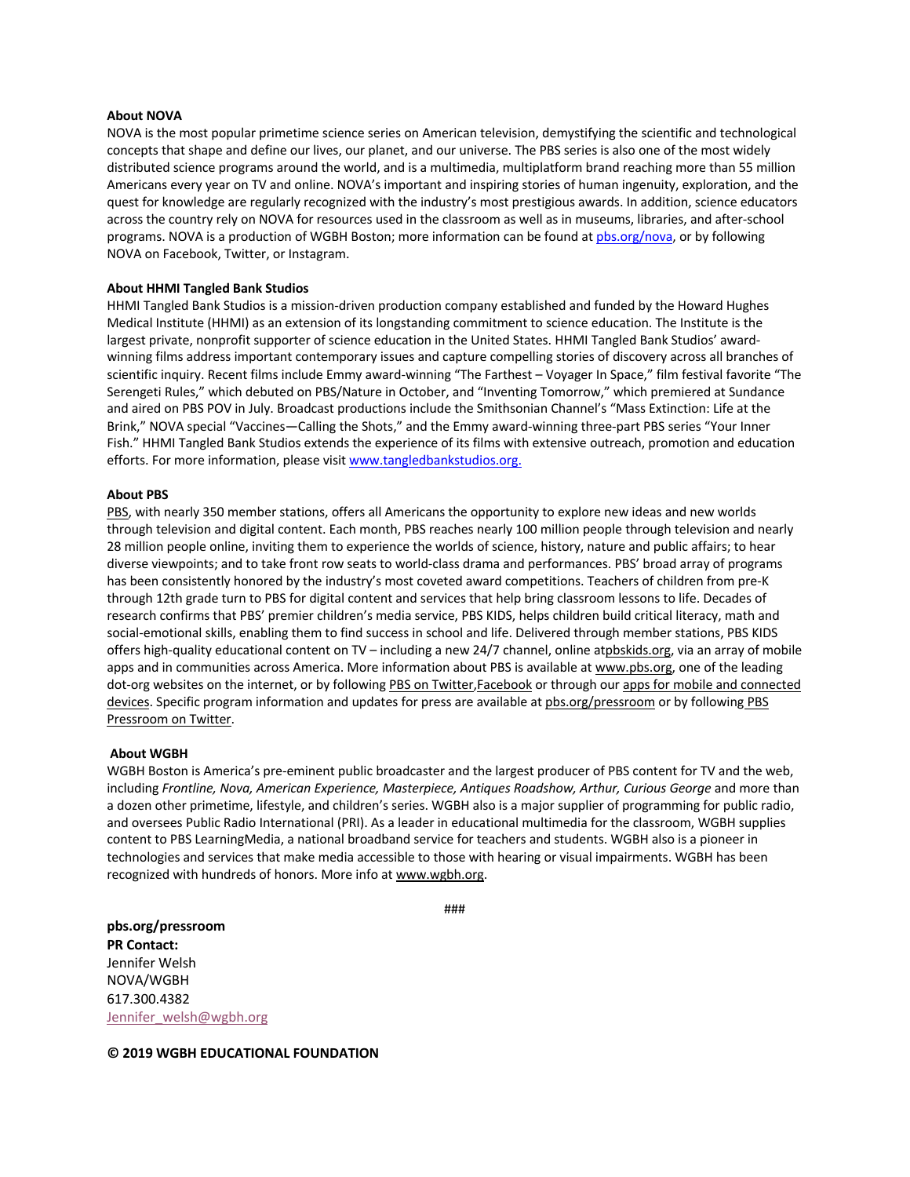**About NOVA**

NOVA is the most popular primetime science series on American television, demystifying the scientific and technological concepts that shape and define our lives, our planet, and our universe. The PBS series is also one of the most widely distributed science programs around the world, and is a multimedia, multiplatform brand reaching more than 55 million Americans every year on TV and online. NOVA's important and inspiring stories of human ingenuity, exploration, and the quest for knowledge are regularly recognized with the industry's most prestigious awards. In addition, science educators across the country rely on NOVA for resources used in the classroom as well as in museums, libraries, and after-school programs. NOVA is a production of WGBH Boston; more information can be found at pbs.org/nova, or by following NOVA on Facebook, Twitter, or Instagram.

**About HHMI Tangled Bank Studios**

HHMI Tangled Bank Studios is a mission-driven production company established and funded by the Howard Hughes Medical Institute (HHMI) as an extension of its longstanding commitment to science education. The Institute is the largest private, nonprofit supporter of science education in the United States. HHMI Tangled Bank Studios' award-winning films address important contemporary issues and capture compelling stories of discovery across all branches of scientific inquiry. Recent films include Emmy award-winning "The Farthest – Voyager In Space," film festival favorite "The Serengeti Rules," which debuted on PBS/Nature in October, and "Inventing Tomorrow," which premiered at Sundance and aired on PBS POV in July. Broadcast productions include the Smithsonian Channel's "Mass Extinction: Life at the Brink," NOVA special "Vaccines—Calling the Shots," and the Emmy award-winning three-part PBS series "Your Inner Fish." HHMI Tangled Bank Studios extends the experience of its films with extensive outreach, promotion and education efforts. For more information, please visit www.tangledbankstudios.org.

**About PBS**

PBS, with nearly 350 member stations, offers all Americans the opportunity to explore new ideas and new worlds through television and digital content. Each month, PBS reaches nearly 100 million people through television and nearly 28 million people online, inviting them to experience the worlds of science, history, nature and public affairs; to hear diverse viewpoints; and to take front row seats to world-class drama and performances. PBS' broad array of programs has been consistently honored by the industry's most coveted award competitions. Teachers of children from pre-K through 12th grade turn to PBS for digital content and services that help bring classroom lessons to life. Decades of research confirms that PBS' premier children's media service, PBS KIDS, helps children build critical literacy, math and social-emotional skills, enabling them to find success in school and life. Delivered through member stations, PBS KIDS offers high-quality educational content on TV – including a new 24/7 channel, online atpbskids.org, via an array of mobile apps and in communities across America. More information about PBS is available at www.pbs.org, one of the leading dot-org websites on the internet, or by following PBS on Twitter,Facebook or through our apps for mobile and connected devices. Specific program information and updates for press are available at pbs.org/pressroom or by following PBS Pressroom on Twitter.

**About WGBH**

WGBH Boston is America's pre-eminent public broadcaster and the largest producer of PBS content for TV and the web, including *Frontline, Nova, American Experience, Masterpiece, Antiques Roadshow, Arthur, Curious George* and more than a dozen other primetime, lifestyle, and children's series. WGBH also is a major supplier of programming for public radio, and oversees Public Radio International (PRI). As a leader in educational multimedia for the classroom, WGBH supplies content to PBS LearningMedia, a national broadband service for teachers and students. WGBH also is a pioneer in technologies and services that make media accessible to those with hearing or visual impairments. WGBH has been recognized with hundreds of honors. More info at www.wgbh.org.

###

**pbs.org/pressroom**
**PR Contact:**
Jennifer Welsh
NOVA/WGBH
617.300.4382
Jennifer_welsh@wgbh.org

**© 2019 WGBH EDUCATIONAL FOUNDATION**